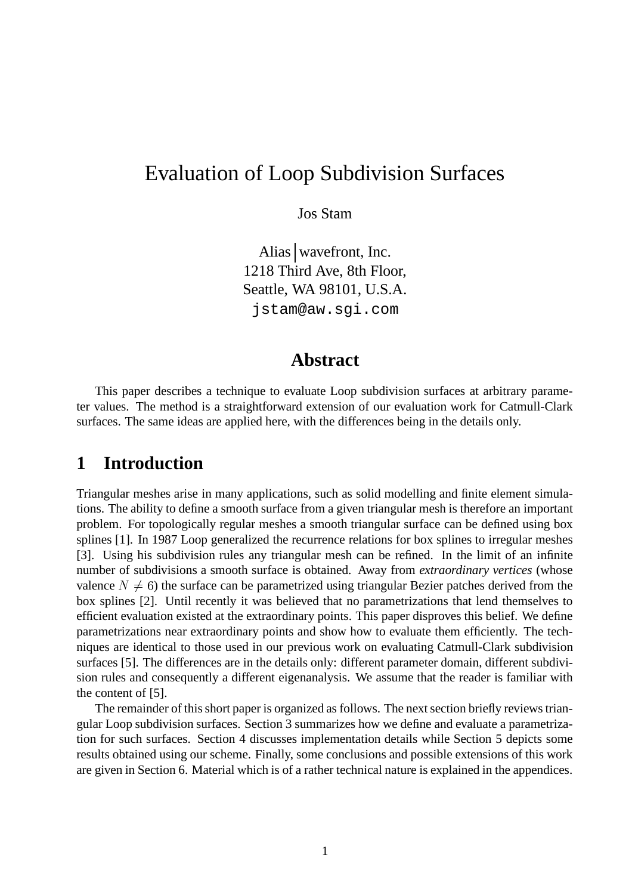# Evaluation of Loop Subdivision Surfaces

Jos Stam

Alias|wavefront, Inc.
1218 Third Ave, 8th Floor,
Seattle, WA 98101, U.S.A.
jstam@aw.sgi.com

## Abstract

This paper describes a technique to evaluate Loop subdivision surfaces at arbitrary parameter values. The method is a straightforward extension of our evaluation work for Catmull-Clark surfaces. The same ideas are applied here, with the differences being in the details only.

## 1 Introduction

Triangular meshes arise in many applications, such as solid modelling and finite element simulations. The ability to define a smooth surface from a given triangular mesh is therefore an important problem. For topologically regular meshes a smooth triangular surface can be defined using box splines [1]. In 1987 Loop generalized the recurrence relations for box splines to irregular meshes [3]. Using his subdivision rules any triangular mesh can be refined. In the limit of an infinite number of subdivisions a smooth surface is obtained. Away from *extraordinary vertices* (whose valence $N \neq 6$) the surface can be parametrized using triangular Bezier patches derived from the box splines [2]. Until recently it was believed that no parametrizations that lend themselves to efficient evaluation existed at the extraordinary points. This paper disproves this belief. We define parametrizations near extraordinary points and show how to evaluate them efficiently. The techniques are identical to those used in our previous work on evaluating Catmull-Clark subdivision surfaces [5]. The differences are in the details only: different parameter domain, different subdivision rules and consequently a different eigenanalysis. We assume that the reader is familiar with the content of [5].

The remainder of this short paper is organized as follows. The next section briefly reviews triangular Loop subdivision surfaces. Section 3 summarizes how we define and evaluate a parametrization for such surfaces. Section 4 discusses implementation details while Section 5 depicts some results obtained using our scheme. Finally, some conclusions and possible extensions of this work are given in Section 6. Material which is of a rather technical nature is explained in the appendices.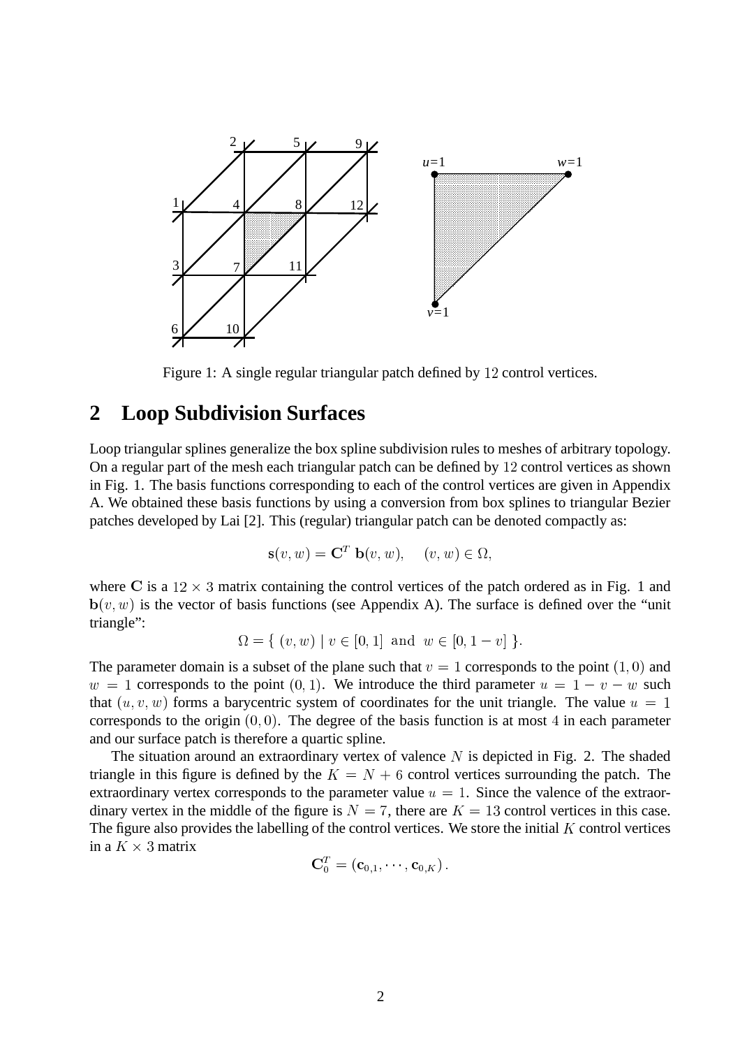Figure 1: A single regular triangular patch defined by 12 control vertices.

## 2 Loop Subdivision Surfaces

Loop triangular splines generalize the box spline subdivision rules to meshes of arbitrary topology. On a regular part of the mesh each triangular patch can be defined by 12 control vertices as shown in Fig. 1. The basis functions corresponding to each of the control vertices are given in Appendix A. We obtained these basis functions by using a conversion from box splines to triangular Bezier patches developed by Lai [2]. This (regular) triangular patch can be denoted compactly as:

$$\mathbf{s}(v,w) = \mathbf{C}^T\ \mathbf{b}(v,w), \quad (v,w) \in \Omega,$$

where $\mathbf{C}$ is a $12 \times 3$ matrix containing the control vertices of the patch ordered as in Fig. 1 and $\mathbf{b}(v,w)$ is the vector of basis functions (see Appendix A). The surface is defined over the "unit triangle":

$$\Omega = \{\ (v,w) \mid v \in [0,1]\ \text{ and }\ w \in [0, 1-v]\ \}.$$

The parameter domain is a subset of the plane such that $v = 1$ corresponds to the point $(1,0)$ and $w = 1$ corresponds to the point $(0,1)$. We introduce the third parameter $u = 1 - v - w$ such that $(u,v,w)$ forms a barycentric system of coordinates for the unit triangle. The value $u = 1$ corresponds to the origin $(0,0)$. The degree of the basis function is at most 4 in each parameter and our surface patch is therefore a quartic spline.

The situation around an extraordinary vertex of valence $N$ is depicted in Fig. 2. The shaded triangle in this figure is defined by the $K = N + 6$ control vertices surrounding the patch. The extraordinary vertex corresponds to the parameter value $u = 1$. Since the valence of the extraordinary vertex in the middle of the figure is $N = 7$, there are $K = 13$ control vertices in this case. The figure also provides the labelling of the control vertices. We store the initial $K$ control vertices in a $K \times 3$ matrix

$$\mathbf{C}_0^T = (\mathbf{c}_{0,1}, \cdots, \mathbf{c}_{0,K})\,.$$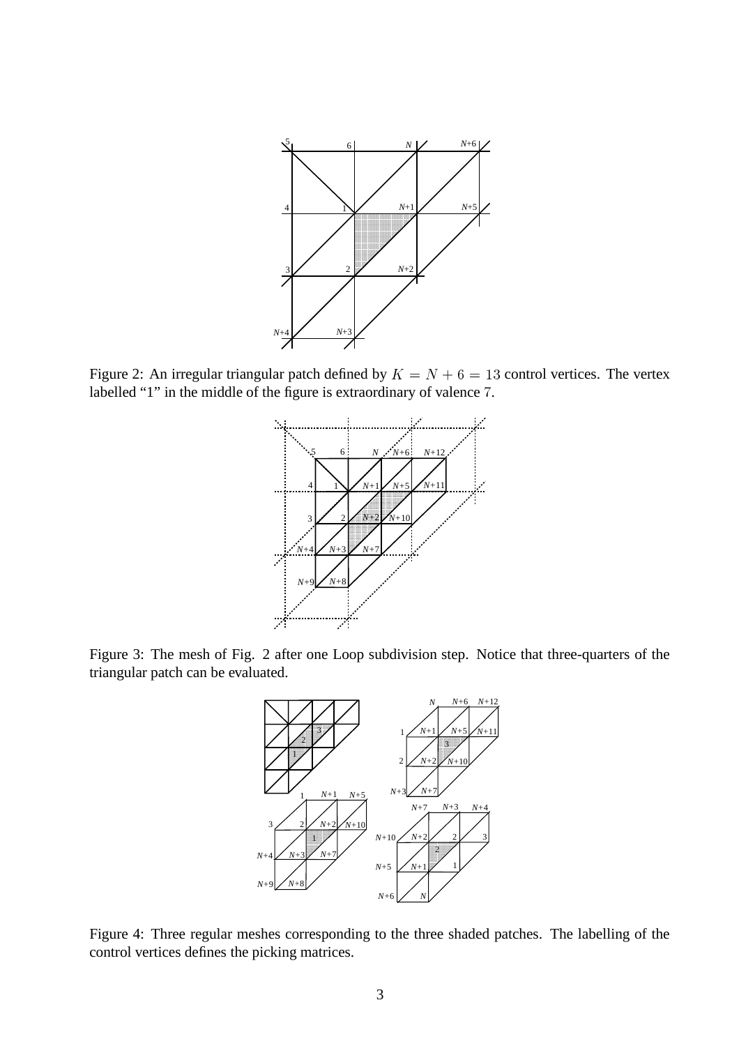Figure 2: An irregular triangular patch defined by $K = N + 6 = 13$ control vertices. The vertex labelled "1" in the middle of the figure is extraordinary of valence 7.

Figure 3: The mesh of Fig. 2 after one Loop subdivision step. Notice that three-quarters of the triangular patch can be evaluated.

Figure 4: Three regular meshes corresponding to the three shaded patches. The labelling of the control vertices defines the picking matrices.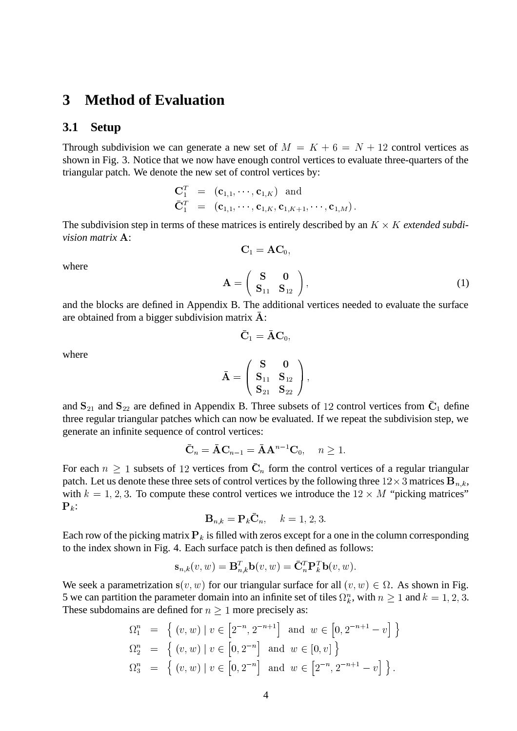# 3 Method of Evaluation

## 3.1 Setup

Through subdivision we can generate a new set of $M = K + 6 = N + 12$ control vertices as shown in Fig. 3. Notice that we now have enough control vertices to evaluate three-quarters of the triangular patch. We denote the new set of control vertices by:

$$
\begin{aligned}
\mathbf{C}_1^T &= (\mathbf{c}_{1,1}, \cdots, \mathbf{c}_{1,K}) \quad \text{and} \\
\bar{\mathbf{C}}_1^T &= (\mathbf{c}_{1,1}, \cdots, \mathbf{c}_{1,K}, \mathbf{c}_{1,K+1}, \cdots, \mathbf{c}_{1,M}).
\end{aligned}
$$

The subdivision step in terms of these matrices is entirely described by an $K \times K$ *extended subdivision matrix* $\mathbf{A}$:

$$\mathbf{C}_1 = \mathbf{A}\mathbf{C}_0,$$

where

$$\mathbf{A} = \begin{pmatrix} \mathbf{S} & \mathbf{0} \\ \mathbf{S}_{11} & \mathbf{S}_{12} \end{pmatrix}, \tag{1}$$

and the blocks are defined in Appendix B. The additional vertices needed to evaluate the surface are obtained from a bigger subdivision matrix $\bar{\mathbf{A}}$:

$$\bar{\mathbf{C}}_1 = \bar{\mathbf{A}}\mathbf{C}_0,$$

where

$$\bar{\mathbf{A}} = \begin{pmatrix} \mathbf{S} & \mathbf{0} \\ \mathbf{S}_{11} & \mathbf{S}_{12} \\ \mathbf{S}_{21} & \mathbf{S}_{22} \end{pmatrix},$$

and $\mathbf{S}_{21}$ and $\mathbf{S}_{22}$ are defined in Appendix B. Three subsets of $12$ control vertices from $\bar{\mathbf{C}}_1$ define three regular triangular patches which can now be evaluated. If we repeat the subdivision step, we generate an infinite sequence of control vertices:

$$\bar{\mathbf{C}}_n = \bar{\mathbf{A}}\mathbf{C}_{n-1} = \bar{\mathbf{A}}\mathbf{A}^{n-1}\mathbf{C}_0, \quad n \geq 1.$$

For each $n \geq 1$ subsets of $12$ vertices from $\bar{\mathbf{C}}_n$ form the control vertices of a regular triangular patch. Let us denote these three sets of control vertices by the following three $12 \times 3$ matrices $\mathbf{B}_{n,k}$, with $k = 1, 2, 3$. To compute these control vertices we introduce the $12 \times M$ "picking matrices" $\mathbf{P}_k$:

$$\mathbf{B}_{n,k} = \mathbf{P}_k \bar{\mathbf{C}}_n, \quad k = 1, 2, 3.$$

Each row of the picking matrix $\mathbf{P}_k$ is filled with zeros except for a one in the column corresponding to the index shown in Fig. 4. Each surface patch is then defined as follows:

$$\mathbf{s}_{n,k}(v, w) = \mathbf{B}_{n,k}^T \mathbf{b}(v, w) = \bar{\mathbf{C}}_n^T \mathbf{P}_k^T \mathbf{b}(v, w).$$

We seek a parametrization $\mathbf{s}(v, w)$ for our triangular surface for all $(v, w) \in \Omega$. As shown in Fig. 5 we can partition the parameter domain into an infinite set of tiles $\Omega_k^n$, with $n \geq 1$ and $k = 1, 2, 3$. These subdomains are defined for $n \geq 1$ more precisely as:

$$
\begin{aligned}
\Omega_1^n &= \left\{ (v, w) \mid v \in \left[2^{-n}, 2^{-n+1}\right] \text{ and } w \in \left[0, 2^{-n+1} - v\right] \right\} \\
\Omega_2^n &= \left\{ (v, w) \mid v \in \left[0, 2^{-n}\right] \text{ and } w \in [0, v] \right\} \\
\Omega_3^n &= \left\{ (v, w) \mid v \in \left[0, 2^{-n}\right] \text{ and } w \in \left[2^{-n}, 2^{-n+1} - v\right] \right\}.
\end{aligned}
$$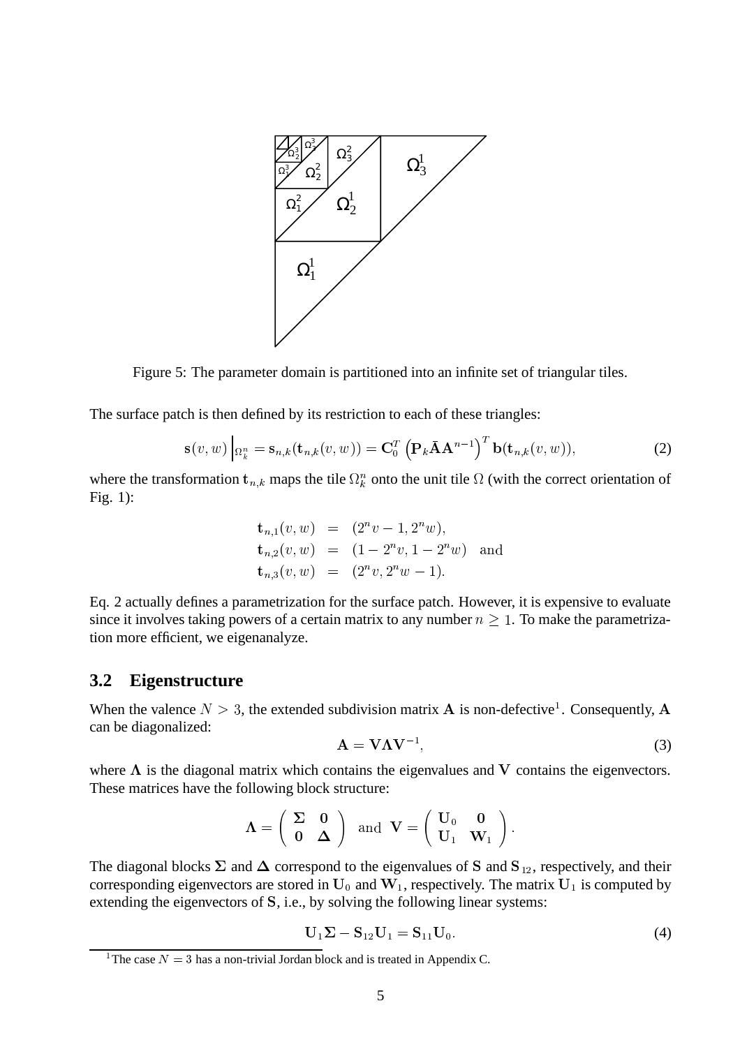Figure 5: The parameter domain is partitioned into an infinite set of triangular tiles.

The surface patch is then defined by its restriction to each of these triangles:

$$\mathbf{s}(v,w)\Big|_{\Omega_k^n} = \mathbf{s}_{n,k}(\mathbf{t}_{n,k}(v,w)) = \mathbf{C}_0^T \left(\mathbf{P}_k \bar{\mathbf{A}} \mathbf{A}^{n-1}\right)^T \mathbf{b}(\mathbf{t}_{n,k}(v,w)), \tag{2}$$

where the transformation $\mathbf{t}_{n,k}$ maps the tile $\Omega_k^n$ onto the unit tile $\Omega$ (with the correct orientation of Fig. 1):

$$\begin{aligned}
\mathbf{t}_{n,1}(v,w) &= (2^n v - 1, 2^n w), \\
\mathbf{t}_{n,2}(v,w) &= (1 - 2^n v, 1 - 2^n w) \quad \text{and} \\
\mathbf{t}_{n,3}(v,w) &= (2^n v, 2^n w - 1).
\end{aligned}$$

Eq. 2 actually defines a parametrization for the surface patch. However, it is expensive to evaluate since it involves taking powers of a certain matrix to any number $n \geq 1$. To make the parametrization more efficient, we eigenanalyze.

## 3.2 Eigenstructure

When the valence $N > 3$, the extended subdivision matrix $\mathbf{A}$ is non-defective[1]. Consequently, $\mathbf{A}$ can be diagonalized:

$$\mathbf{A} = \mathbf{V} \mathbf{\Lambda} \mathbf{V}^{-1}, \tag{3}$$

where $\mathbf{\Lambda}$ is the diagonal matrix which contains the eigenvalues and $\mathbf{V}$ contains the eigenvectors. These matrices have the following block structure:

$$\mathbf{\Lambda} = \begin{pmatrix} \mathbf{\Sigma} & \mathbf{0} \\ \mathbf{0} & \mathbf{\Delta} \end{pmatrix} \quad \text{and} \quad \mathbf{V} = \begin{pmatrix} \mathbf{U}_0 & \mathbf{0} \\ \mathbf{U}_1 & \mathbf{W}_1 \end{pmatrix}.$$

The diagonal blocks $\mathbf{\Sigma}$ and $\mathbf{\Delta}$ correspond to the eigenvalues of $\mathbf{S}$ and $\mathbf{S}_{12}$, respectively, and their corresponding eigenvectors are stored in $\mathbf{U}_0$ and $\mathbf{W}_1$, respectively. The matrix $\mathbf{U}_1$ is computed by extending the eigenvectors of $\mathbf{S}$, i.e., by solving the following linear systems:

$$\mathbf{U}_1 \mathbf{\Sigma} - \mathbf{S}_{12} \mathbf{U}_1 = \mathbf{S}_{11} \mathbf{U}_0. \tag{4}$$

[1] The case $N = 3$ has a non-trivial Jordan block and is treated in Appendix C.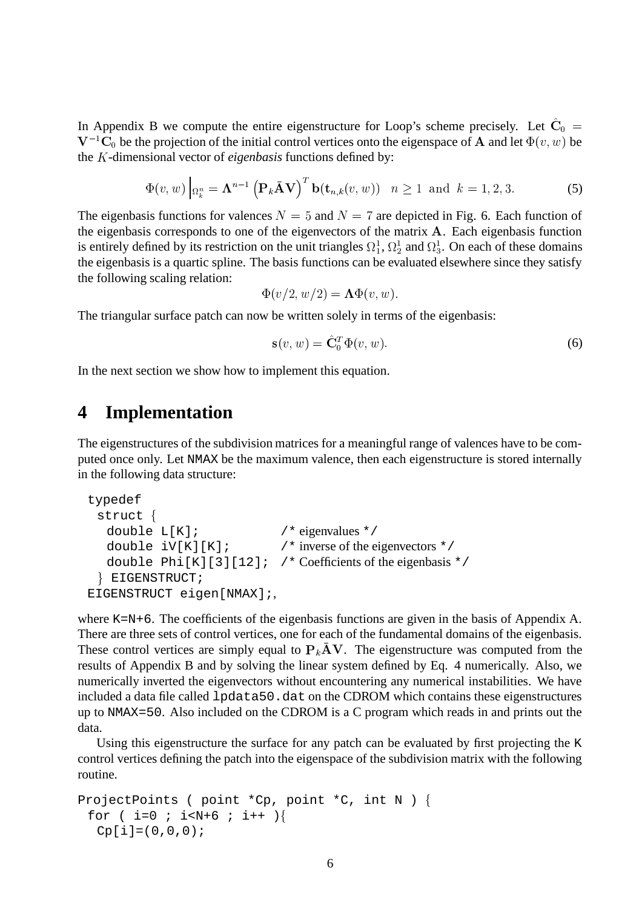In Appendix B we compute the entire eigenstructure for Loop's scheme precisely. Let $\hat{\mathbf{C}}_0 = \mathbf{V}^{-1}\mathbf{C}_0$ be the projection of the initial control vertices onto the eigenspace of $\mathbf{A}$ and let $\Phi(v,w)$ be the $K$-dimensional vector of *eigenbasis* functions defined by:

$$\Phi(v,w)\Big|_{\Omega_k^n} = \mathbf{\Lambda}^{n-1}\left(\mathbf{P}_k\bar{\mathbf{A}}\mathbf{V}\right)^T \mathbf{b}(\mathbf{t}_{n,k}(v,w)) \quad n \geq 1 \;\text{ and }\; k = 1,2,3. \tag{5}$$

The eigenbasis functions for valences $N = 5$ and $N = 7$ are depicted in Fig. 6. Each function of the eigenbasis corresponds to one of the eigenvectors of the matrix $\mathbf{A}$. Each eigenbasis function is entirely defined by its restriction on the unit triangles $\Omega_1^1$, $\Omega_2^1$ and $\Omega_3^1$. On each of these domains the eigenbasis is a quartic spline. The basis functions can be evaluated elsewhere since they satisfy the following scaling relation:

$$\Phi(v/2, w/2) = \mathbf{\Lambda}\Phi(v,w).$$

The triangular surface patch can now be written solely in terms of the eigenbasis:

$$\mathbf{s}(v,w) = \hat{\mathbf{C}}_0^T \Phi(v,w). \tag{6}$$

In the next section we show how to implement this equation.

# 4 Implementation

The eigenstructures of the subdivision matrices for a meaningful range of valences have to be computed once only. Let NMAX be the maximum valence, then each eigenstructure is stored internally in the following data structure:

```
typedef
 struct {
  double L[K];           /* eigenvalues */
  double iV[K][K];       /* inverse of the eigenvectors */
  double Phi[K][3][12];  /* Coefficients of the eigenbasis */
 } EIGENSTRUCT;
EIGENSTRUCT eigen[NMAX];,
```

where K=N+6. The coefficients of the eigenbasis functions are given in the basis of Appendix A. There are three sets of control vertices, one for each of the fundamental domains of the eigenbasis. These control vertices are simply equal to $\mathbf{P}_k\bar{\mathbf{A}}\mathbf{V}$. The eigenstructure was computed from the results of Appendix B and by solving the linear system defined by Eq. 4 numerically. Also, we numerically inverted the eigenvectors without encountering any numerical instabilities. We have included a data file called lpdata50.dat on the CDROM which contains these eigenstructures up to NMAX=50. Also included on the CDROM is a C program which reads in and prints out the data.

Using this eigenstructure the surface for any patch can be evaluated by first projecting the K control vertices defining the patch into the eigenspace of the subdivision matrix with the following routine.

```
ProjectPoints ( point *Cp, point *C, int N ) {
 for ( i=0 ; i<N+6 ; i++ ){
  Cp[i]=(0,0,0);
```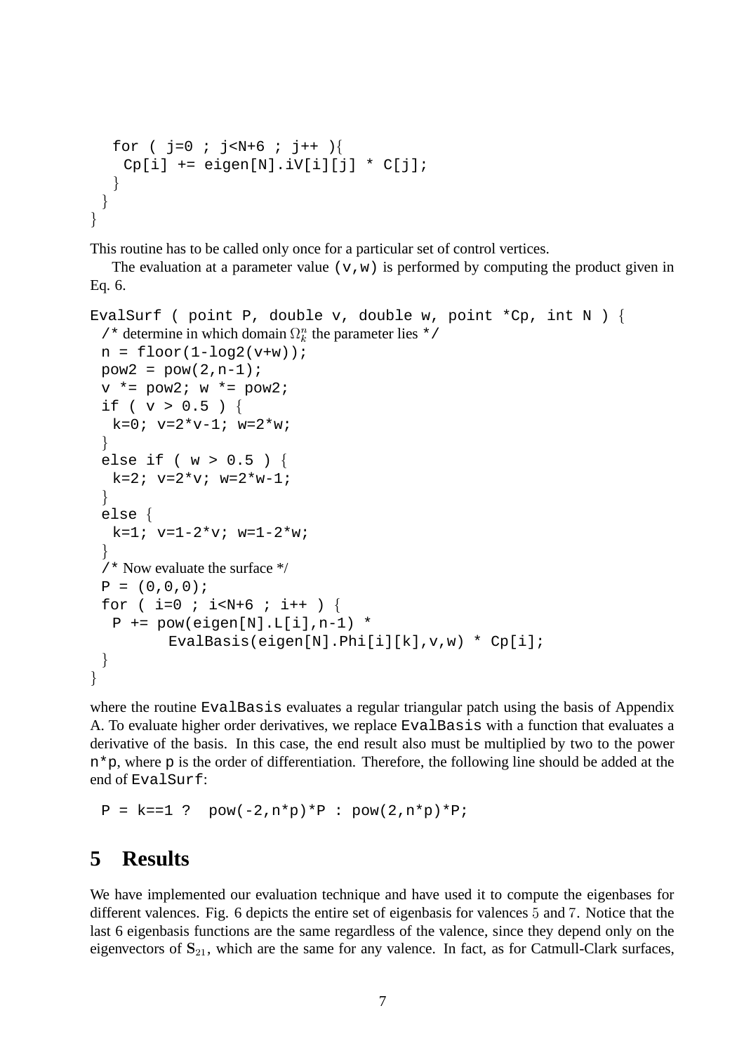```
    for ( j=0 ; j<N+6 ; j++ ){
      Cp[i] += eigen[N].iV[i][j] * C[j];
    }
  }
}
```

This routine has to be called only once for a particular set of control vertices.

The evaluation at a parameter value `(v,w)` is performed by computing the product given in Eq. 6.

```
EvalSurf ( point P, double v, double w, point *Cp, int N ) {
  /* determine in which domain Ω_k^n the parameter lies */
  n = floor(1-log2(v+w));
  pow2 = pow(2,n-1);
  v *= pow2; w *= pow2;
  if ( v > 0.5 ) {
    k=0; v=2*v-1; w=2*w;
  }
  else if ( w > 0.5 ) {
    k=2; v=2*v; w=2*w-1;
  }
  else {
    k=1; v=1-2*v; w=1-2*w;
  }
  /* Now evaluate the surface */
  P = (0,0,0);
  for ( i=0 ; i<N+6 ; i++ ) {
    P += pow(eigen[N].L[i],n-1) *
          EvalBasis(eigen[N].Phi[i][k],v,w) * Cp[i];
  }
}
```

where the routine `EvalBasis` evaluates a regular triangular patch using the basis of Appendix A. To evaluate higher order derivatives, we replace `EvalBasis` with a function that evaluates a derivative of the basis. In this case, the end result also must be multiplied by two to the power `n*p`, where `p` is the order of differentiation. Therefore, the following line should be added at the end of `EvalSurf`:

```
P = k==1 ?  pow(-2,n*p)*P : pow(2,n*p)*P;
```

## 5 Results

We have implemented our evaluation technique and have used it to compute the eigenbases for different valences. Fig. 6 depicts the entire set of eigenbasis for valences $5$ and $7$. Notice that the last 6 eigenbasis functions are the same regardless of the valence, since they depend only on the eigenvectors of $\mathbf{S}_{21}$, which are the same for any valence. In fact, as for Catmull-Clark surfaces,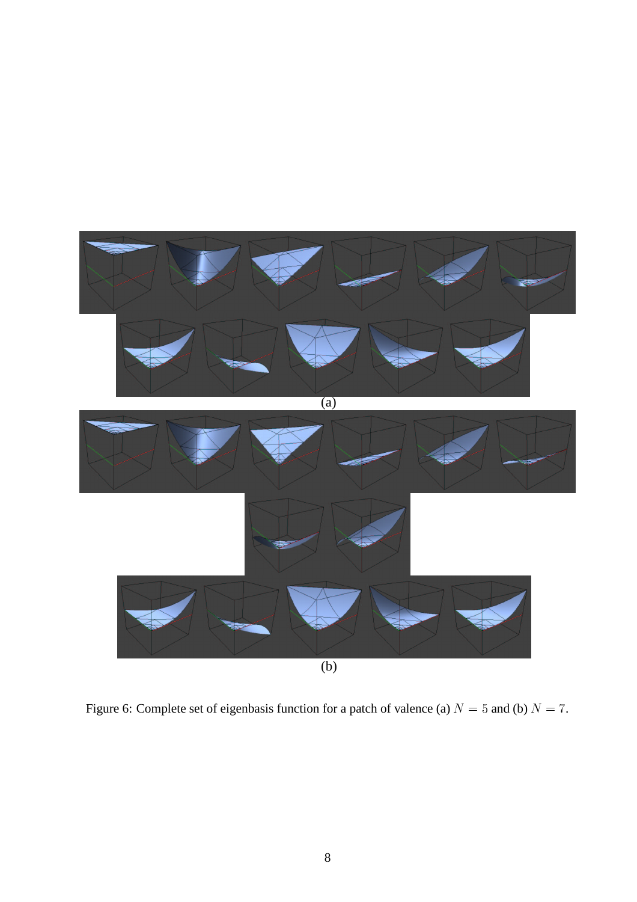(a)

(b)

Figure 6: Complete set of eigenbasis function for a patch of valence (a) $N = 5$ and (b) $N = 7$.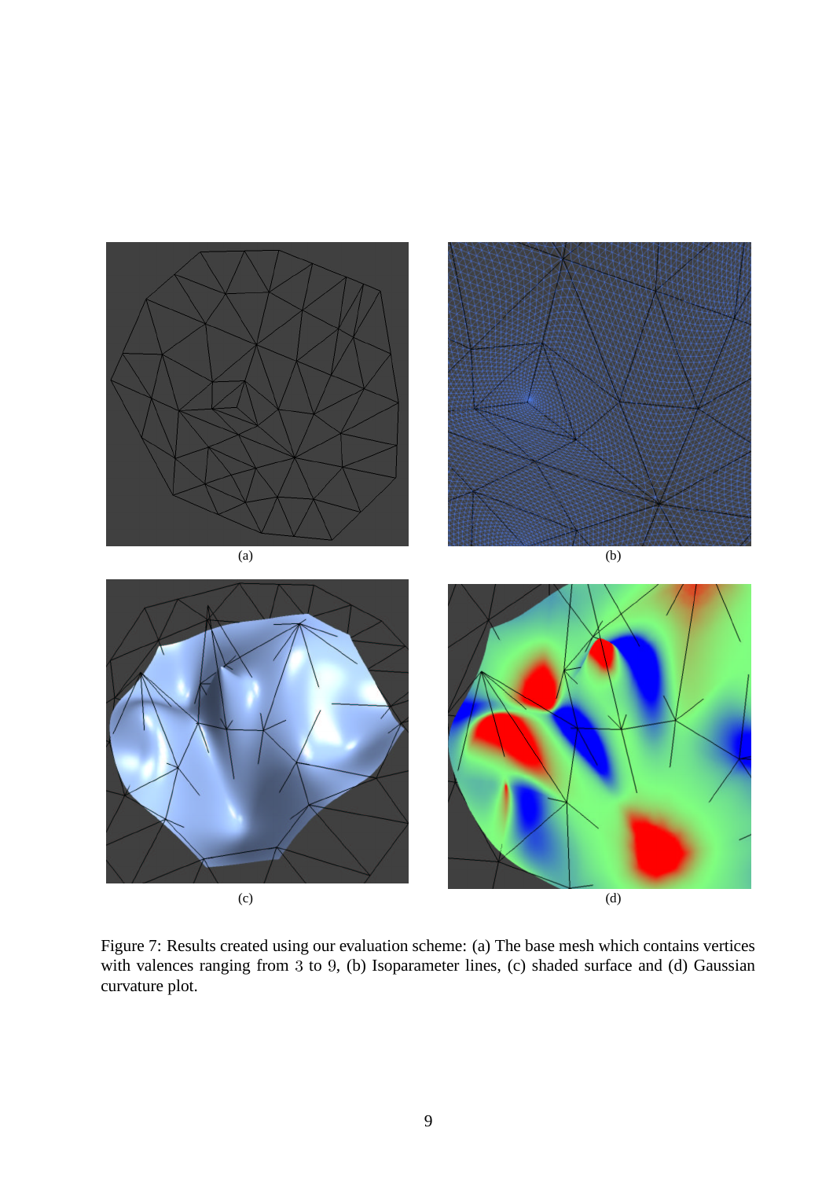(a)

(b)

(c)

(d)

Figure 7: Results created using our evaluation scheme: (a) The base mesh which contains vertices with valences ranging from 3 to 9, (b) Isoparameter lines, (c) shaded surface and (d) Gaussian curvature plot.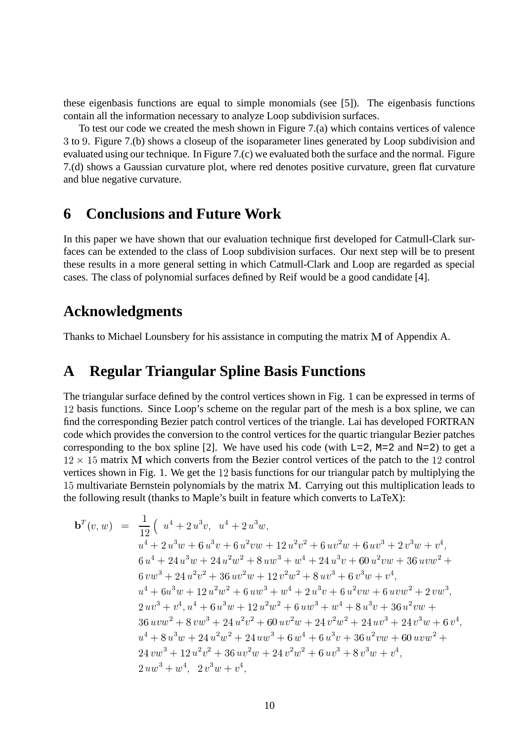these eigenbasis functions are equal to simple monomials (see [5]). The eigenbasis functions contain all the information necessary to analyze Loop subdivision surfaces.

To test our code we created the mesh shown in Figure 7.(a) which contains vertices of valence 3 to 9. Figure 7.(b) shows a closeup of the isoparameter lines generated by Loop subdivision and evaluated using our technique. In Figure 7.(c) we evaluated both the surface and the normal. Figure 7.(d) shows a Gaussian curvature plot, where red denotes positive curvature, green flat curvature and blue negative curvature.

## 6 Conclusions and Future Work

In this paper we have shown that our evaluation technique first developed for Catmull-Clark surfaces can be extended to the class of Loop subdivision surfaces. Our next step will be to present these results in a more general setting in which Catmull-Clark and Loop are regarded as special cases. The class of polynomial surfaces defined by Reif would be a good candidate [4].

## Acknowledgments

Thanks to Michael Lounsbery for his assistance in computing the matrix $\mathbf{M}$ of Appendix A.

## A Regular Triangular Spline Basis Functions

The triangular surface defined by the control vertices shown in Fig. 1 can be expressed in terms of 12 basis functions. Since Loop's scheme on the regular part of the mesh is a box spline, we can find the corresponding Bezier patch control vertices of the triangle. Lai has developed FORTRAN code which provides the conversion to the control vertices for the quartic triangular Bezier patches corresponding to the box spline [2]. We have used his code (with `L=2`, `M=2` and `N=2`) to get a $12 \times 15$ matrix $\mathbf{M}$ which converts from the Bezier control vertices of the patch to the 12 control vertices shown in Fig. 1. We get the 12 basis functions for our triangular patch by multiplying the 15 multivariate Bernstein polynomials by the matrix $\mathbf{M}$. Carrying out this multiplication leads to the following result (thanks to Maple's built in feature which converts to LaTeX):

$$
\begin{aligned}
\mathbf{b}^T(v,w) \;=\; \frac{1}{12}\Big(\; & u^4 + 2\,u^3v, \;\; u^4 + 2\,u^3w, \\
& u^4 + 2\,u^3w + 6\,u^3v + 6\,u^2vw + 12\,u^2v^2 + 6\,uv^2w + 6\,uv^3 + 2\,v^3w + v^4, \\
& 6\,u^4 + 24\,u^3w + 24\,u^2w^2 + 8\,uw^3 + w^4 + 24\,u^3v + 60\,u^2vw + 36\,uvw^2 + \\
& 6\,vw^3 + 24\,u^2v^2 + 36\,uv^2w + 12\,v^2w^2 + 8\,uv^3 + 6\,v^3w + v^4, \\
& u^4 + 6u^3w + 12\,u^2w^2 + 6\,uw^3 + w^4 + 2\,u^3v + 6\,u^2vw + 6\,uvw^2 + 2\,vw^3, \\
& 2\,uv^3 + v^4, u^4 + 6\,u^3w + 12\,u^2w^2 + 6\,uw^3 + w^4 + 8\,u^3v + 36\,u^2vw + \\
& 36\,uvw^2 + 8\,vw^3 + 24\,u^2v^2 + 60\,uv^2w + 24\,v^2w^2 + 24\,uv^3 + 24\,v^3w + 6\,v^4, \\
& u^4 + 8\,u^3w + 24\,u^2w^2 + 24\,uw^3 + 6\,w^4 + 6\,u^3v + 36\,u^2vw + 60\,uvw^2 + \\
& 24\,vw^3 + 12\,u^2v^2 + 36\,uv^2w + 24\,v^2w^2 + 6\,uv^3 + 8\,v^3w + v^4, \\
& 2\,uw^3 + w^4, \;\; 2\,v^3w + v^4,
\end{aligned}
$$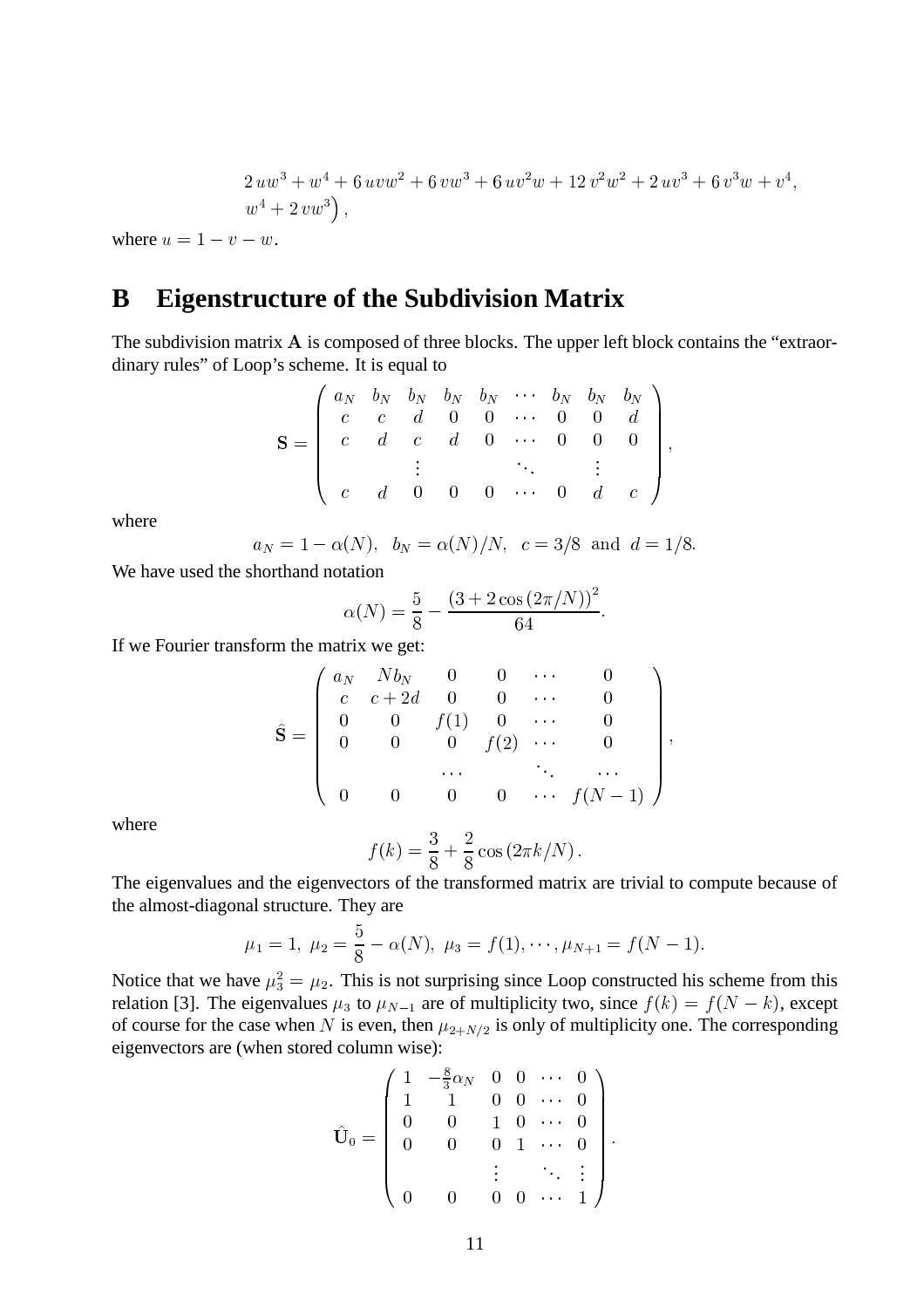$$
\begin{aligned}
&2\,uw^3 + w^4 + 6\,uvw^2 + 6\,vw^3 + 6\,uv^2w + 12\,v^2w^2 + 2\,uv^3 + 6\,v^3w + v^4, \\
&w^4 + 2\,vw^3\Big),
\end{aligned}
$$

where $u = 1 - v - w$.

## B Eigenstructure of the Subdivision Matrix

The subdivision matrix $\mathbf{A}$ is composed of three blocks. The upper left block contains the "extraordinary rules" of Loop's scheme. It is equal to

$$
\mathbf{S} = \begin{pmatrix}
a_N & b_N & b_N & b_N & b_N & \cdots & b_N & b_N & b_N \\
c & c & d & 0 & 0 & \cdots & 0 & 0 & d \\
c & d & c & d & 0 & \cdots & 0 & 0 & 0 \\
 & & \vdots & & & \ddots & & \vdots & \\
c & d & 0 & 0 & 0 & \cdots & 0 & d & c
\end{pmatrix},
$$

where

$$
a_N = 1 - \alpha(N), \quad b_N = \alpha(N)/N, \quad c = 3/8 \ \text{ and } \ d = 1/8.
$$

We have used the shorthand notation

$$
\alpha(N) = \frac{5}{8} - \frac{\left(3 + 2\cos\left(2\pi/N\right)\right)^2}{64}.
$$

If we Fourier transform the matrix we get:

$$
\hat{\mathbf{S}} = \begin{pmatrix}
a_N & Nb_N & 0 & 0 & \cdots & 0 \\
c & c + 2d & 0 & 0 & \cdots & 0 \\
0 & 0 & f(1) & 0 & \cdots & 0 \\
0 & 0 & 0 & f(2) & \cdots & 0 \\
 & & \cdots & & \ddots & \cdots \\
0 & 0 & 0 & 0 & \cdots & f(N-1)
\end{pmatrix},
$$

where

$$
f(k) = \frac{3}{8} + \frac{2}{8}\cos\left(2\pi k/N\right).
$$

The eigenvalues and the eigenvectors of the transformed matrix are trivial to compute because of the almost-diagonal structure. They are

$$
\mu_1 = 1,\ \mu_2 = \frac{5}{8} - \alpha(N),\ \mu_3 = f(1), \cdots, \mu_{N+1} = f(N-1).
$$

Notice that we have $\mu_3^2 = \mu_2$. This is not surprising since Loop constructed his scheme from this relation [3]. The eigenvalues $\mu_3$ to $\mu_{N-1}$ are of multiplicity two, since $f(k) = f(N-k)$, except of course for the case when $N$ is even, then $\mu_{2+N/2}$ is only of multiplicity one. The corresponding eigenvectors are (when stored column wise):

$$
\hat{\mathbf{U}}_0 = \begin{pmatrix}
1 & -\frac{8}{3}\alpha_N & 0 & 0 & \cdots & 0 \\
1 & 1 & 0 & 0 & \cdots & 0 \\
0 & 0 & 1 & 0 & \cdots & 0 \\
0 & 0 & 0 & 1 & \cdots & 0 \\
 & & \vdots & & \ddots & \vdots \\
0 & 0 & 0 & 0 & \cdots & 1
\end{pmatrix}.
$$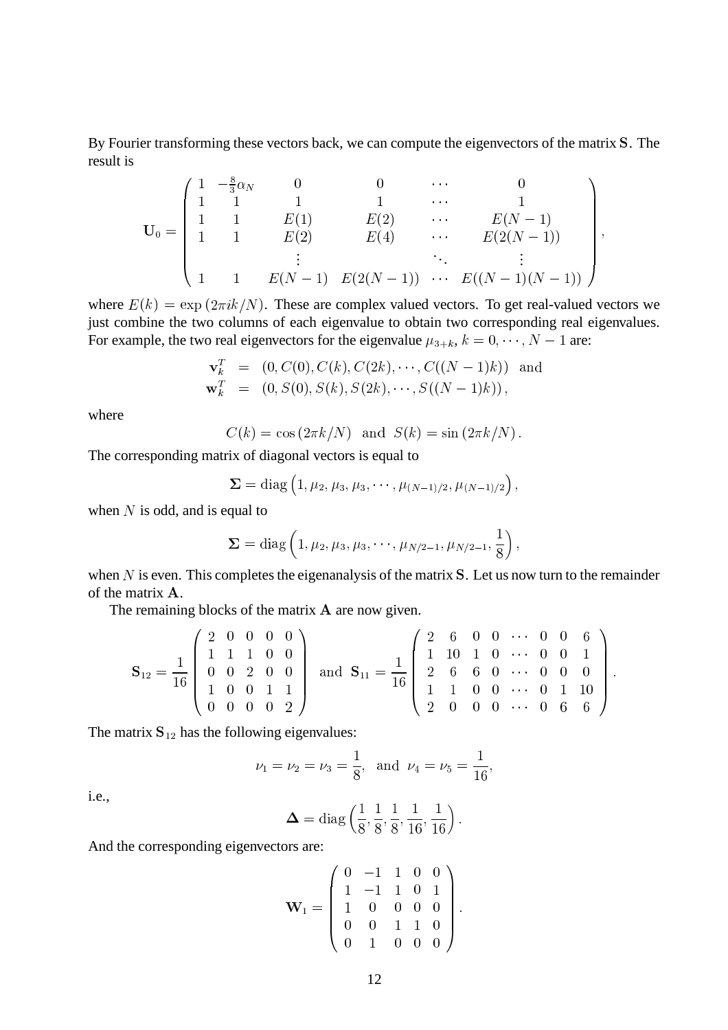By Fourier transforming these vectors back, we can compute the eigenvectors of the matrix $\mathbf{S}$. The result is

$$
\mathbf{U}_0 = \begin{pmatrix} 1 & -\frac{8}{3}\alpha_N & 0 & 0 & \cdots & 0 \\ 1 & 1 & 1 & 1 & \cdots & 1 \\ 1 & 1 & E(1) & E(2) & \cdots & E(N-1) \\ 1 & 1 & E(2) & E(4) & \cdots & E(2(N-1)) \\ & & \vdots & & \ddots & \vdots \\ 1 & 1 & E(N-1) & E(2(N-1)) & \cdots & E((N-1)(N-1)) \end{pmatrix},
$$

where $E(k) = \exp(2\pi i k/N)$. These are complex valued vectors. To get real-valued vectors we just combine the two columns of each eigenvalue to obtain two corresponding real eigenvalues. For example, the two real eigenvectors for the eigenvalue $\mu_{3+k}$, $k = 0, \cdots, N-1$ are:

$$
\begin{aligned}
\mathbf{v}_k^T &= (0, C(0), C(k), C(2k), \cdots, C((N-1)k)) \quad \text{and} \\
\mathbf{w}_k^T &= (0, S(0), S(k), S(2k), \cdots, S((N-1)k)),
\end{aligned}
$$

where

$$
C(k) = \cos(2\pi k/N) \quad \text{and} \quad S(k) = \sin(2\pi k/N).
$$

The corresponding matrix of diagonal vectors is equal to

$$
\mathbf{\Sigma} = \operatorname{diag}\left(1, \mu_2, \mu_3, \mu_3, \cdots, \mu_{(N-1)/2}, \mu_{(N-1)/2}\right),
$$

when $N$ is odd, and is equal to

$$
\mathbf{\Sigma} = \operatorname{diag}\left(1, \mu_2, \mu_3, \mu_3, \cdots, \mu_{N/2-1}, \mu_{N/2-1}, \frac{1}{8}\right),
$$

when $N$ is even. This completes the eigenanalysis of the matrix $\mathbf{S}$. Let us now turn to the remainder of the matrix $\mathbf{A}$.

The remaining blocks of the matrix $\mathbf{A}$ are now given.

$$
\mathbf{S}_{12} = \frac{1}{16}\begin{pmatrix} 2 & 0 & 0 & 0 & 0 \\ 1 & 1 & 1 & 0 & 0 \\ 0 & 0 & 2 & 0 & 0 \\ 1 & 0 & 0 & 1 & 1 \\ 0 & 0 & 0 & 0 & 2 \end{pmatrix} \quad \text{and} \quad \mathbf{S}_{11} = \frac{1}{16}\begin{pmatrix} 2 & 6 & 0 & 0 & \cdots & 0 & 0 & 6 \\ 1 & 10 & 1 & 0 & \cdots & 0 & 0 & 1 \\ 2 & 6 & 6 & 0 & \cdots & 0 & 0 & 0 \\ 1 & 1 & 0 & 0 & \cdots & 0 & 1 & 10 \\ 2 & 0 & 0 & 0 & \cdots & 0 & 6 & 6 \end{pmatrix}.
$$

The matrix $\mathbf{S}_{12}$ has the following eigenvalues:

$$
\nu_1 = \nu_2 = \nu_3 = \frac{1}{8}, \quad \text{and} \quad \nu_4 = \nu_5 = \frac{1}{16},
$$

i.e.,

$$
\mathbf{\Delta} = \operatorname{diag}\left(\frac{1}{8}, \frac{1}{8}, \frac{1}{8}, \frac{1}{16}, \frac{1}{16}\right).
$$

And the corresponding eigenvectors are:

$$
\mathbf{W}_1 = \begin{pmatrix} 0 & -1 & 1 & 0 & 0 \\ 1 & -1 & 1 & 0 & 1 \\ 1 & 0 & 0 & 0 & 0 \\ 0 & 0 & 1 & 1 & 0 \\ 0 & 1 & 0 & 0 & 0 \end{pmatrix}.
$$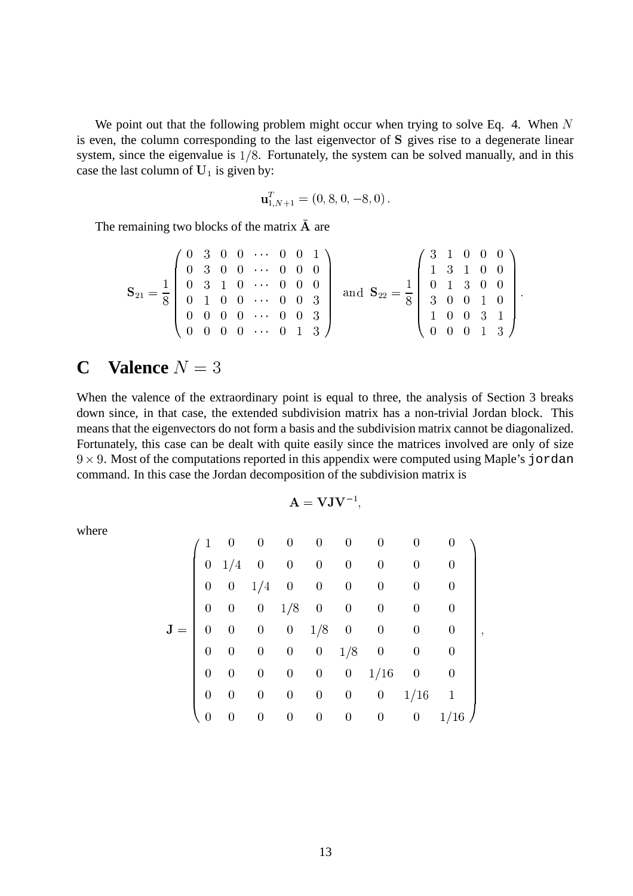We point out that the following problem might occur when trying to solve Eq. 4. When $N$ is even, the column corresponding to the last eigenvector of $\mathbf{S}$ gives rise to a degenerate linear system, since the eigenvalue is $1/8$. Fortunately, the system can be solved manually, and in this case the last column of $\mathbf{U}_1$ is given by:

$$\mathbf{u}_{1,N+1}^T = (0, 8, 0, -8, 0).$$

The remaining two blocks of the matrix $\bar{\mathbf{A}}$ are

$$\mathbf{S}_{21} = \frac{1}{8}\begin{pmatrix} 0 & 3 & 0 & 0 & \cdots & 0 & 0 & 1 \\ 0 & 3 & 0 & 0 & \cdots & 0 & 0 & 0 \\ 0 & 3 & 1 & 0 & \cdots & 0 & 0 & 0 \\ 0 & 1 & 0 & 0 & \cdots & 0 & 0 & 3 \\ 0 & 0 & 0 & 0 & \cdots & 0 & 0 & 3 \\ 0 & 0 & 0 & 0 & \cdots & 0 & 1 & 3 \end{pmatrix} \quad \text{and} \quad \mathbf{S}_{22} = \frac{1}{8}\begin{pmatrix} 3 & 1 & 0 & 0 & 0 \\ 1 & 3 & 1 & 0 & 0 \\ 0 & 1 & 3 & 0 & 0 \\ 3 & 0 & 0 & 1 & 0 \\ 1 & 0 & 0 & 3 & 1 \\ 0 & 0 & 0 & 1 & 3 \end{pmatrix}.$$

# C Valence $N = 3$

When the valence of the extraordinary point is equal to three, the analysis of Section 3 breaks down since, in that case, the extended subdivision matrix has a non-trivial Jordan block. This means that the eigenvectors do not form a basis and the subdivision matrix cannot be diagonalized. Fortunately, this case can be dealt with quite easily since the matrices involved are only of size $9 \times 9$. Most of the computations reported in this appendix were computed using Maple's `jordan` command. In this case the Jordan decomposition of the subdivision matrix is

$$\mathbf{A} = \mathbf{V}\mathbf{J}\mathbf{V}^{-1},$$

where

$$\mathbf{J} = \begin{pmatrix} 1 & 0 & 0 & 0 & 0 & 0 & 0 & 0 & 0 \\ 0 & 1/4 & 0 & 0 & 0 & 0 & 0 & 0 & 0 \\ 0 & 0 & 1/4 & 0 & 0 & 0 & 0 & 0 & 0 \\ 0 & 0 & 0 & 1/8 & 0 & 0 & 0 & 0 & 0 \\ 0 & 0 & 0 & 0 & 1/8 & 0 & 0 & 0 & 0 \\ 0 & 0 & 0 & 0 & 0 & 1/8 & 0 & 0 & 0 \\ 0 & 0 & 0 & 0 & 0 & 0 & 1/16 & 0 & 0 \\ 0 & 0 & 0 & 0 & 0 & 0 & 0 & 1/16 & 1 \\ 0 & 0 & 0 & 0 & 0 & 0 & 0 & 0 & 1/16 \end{pmatrix},$$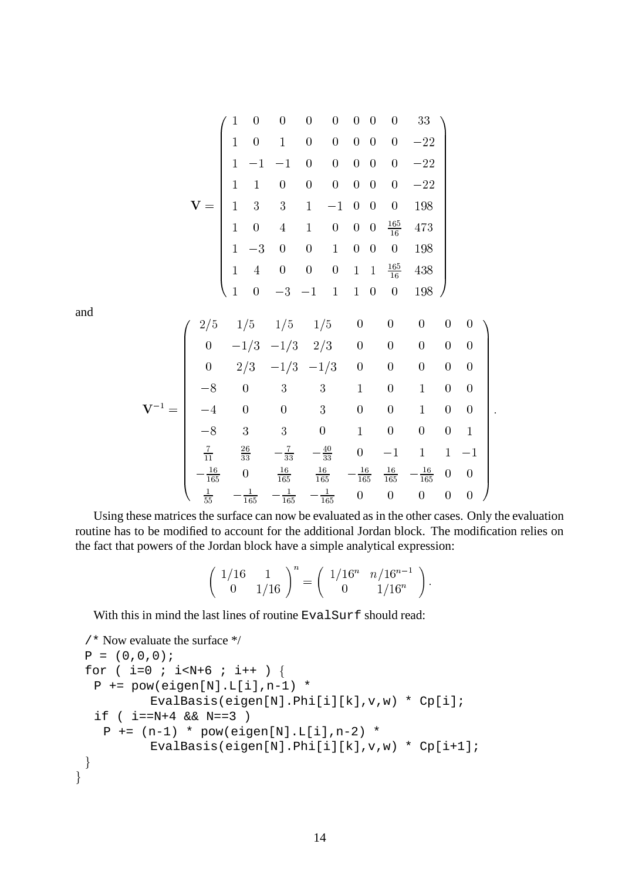$$
\mathbf{V} = \begin{pmatrix}
1 & 0 & 0 & 0 & 0 & 0 & 0 & 0 & 33 \\
1 & 0 & 1 & 0 & 0 & 0 & 0 & 0 & -22 \\
1 & -1 & -1 & 0 & 0 & 0 & 0 & 0 & -22 \\
1 & 1 & 0 & 0 & 0 & 0 & 0 & 0 & -22 \\
1 & 3 & 3 & 1 & -1 & 0 & 0 & 0 & 198 \\
1 & 0 & 4 & 1 & 0 & 0 & 0 & \frac{165}{16} & 473 \\
1 & -3 & 0 & 0 & 1 & 0 & 0 & 0 & 198 \\
1 & 4 & 0 & 0 & 0 & 1 & 1 & \frac{165}{16} & 438 \\
1 & 0 & -3 & -1 & 1 & 1 & 0 & 0 & 198
\end{pmatrix}
$$

and

$$
\mathbf{V}^{-1} = \begin{pmatrix}
2/5 & 1/5 & 1/5 & 1/5 & 0 & 0 & 0 & 0 & 0 \\
0 & -1/3 & -1/3 & 2/3 & 0 & 0 & 0 & 0 & 0 \\
0 & 2/3 & -1/3 & -1/3 & 0 & 0 & 0 & 0 & 0 \\
-8 & 0 & 3 & 3 & 1 & 0 & 1 & 0 & 0 \\
-4 & 0 & 0 & 3 & 0 & 0 & 1 & 0 & 0 \\
-8 & 3 & 3 & 0 & 1 & 0 & 0 & 0 & 1 \\
\frac{7}{11} & \frac{26}{33} & -\frac{7}{33} & -\frac{40}{33} & 0 & -1 & 1 & 1 & -1 \\
-\frac{16}{165} & 0 & \frac{16}{165} & \frac{16}{165} & -\frac{16}{165} & \frac{16}{165} & -\frac{16}{165} & 0 & 0 \\
\frac{1}{55} & -\frac{1}{165} & -\frac{1}{165} & -\frac{1}{165} & 0 & 0 & 0 & 0 & 0
\end{pmatrix}.
$$

Using these matrices the surface can now be evaluated as in the other cases. Only the evaluation routine has to be modified to account for the additional Jordan block. The modification relies on the fact that powers of the Jordan block have a simple analytical expression:

$$
\begin{pmatrix} 1/16 & 1 \\ 0 & 1/16 \end{pmatrix}^n = \begin{pmatrix} 1/16^n & n/16^{n-1} \\ 0 & 1/16^n \end{pmatrix}.
$$

With this in mind the last lines of routine `EvalSurf` should read:

```
/* Now evaluate the surface */
P = (0,0,0);
for ( i=0 ; i<N+6 ; i++ ) {
  P += pow(eigen[N].L[i],n-1) *
         EvalBasis(eigen[N].Phi[i][k],v,w) * Cp[i];
  if ( i==N+4 && N==3 )
    P += (n-1) * pow(eigen[N].L[i],n-2) *
         EvalBasis(eigen[N].Phi[i][k],v,w) * Cp[i+1];
 }
}
```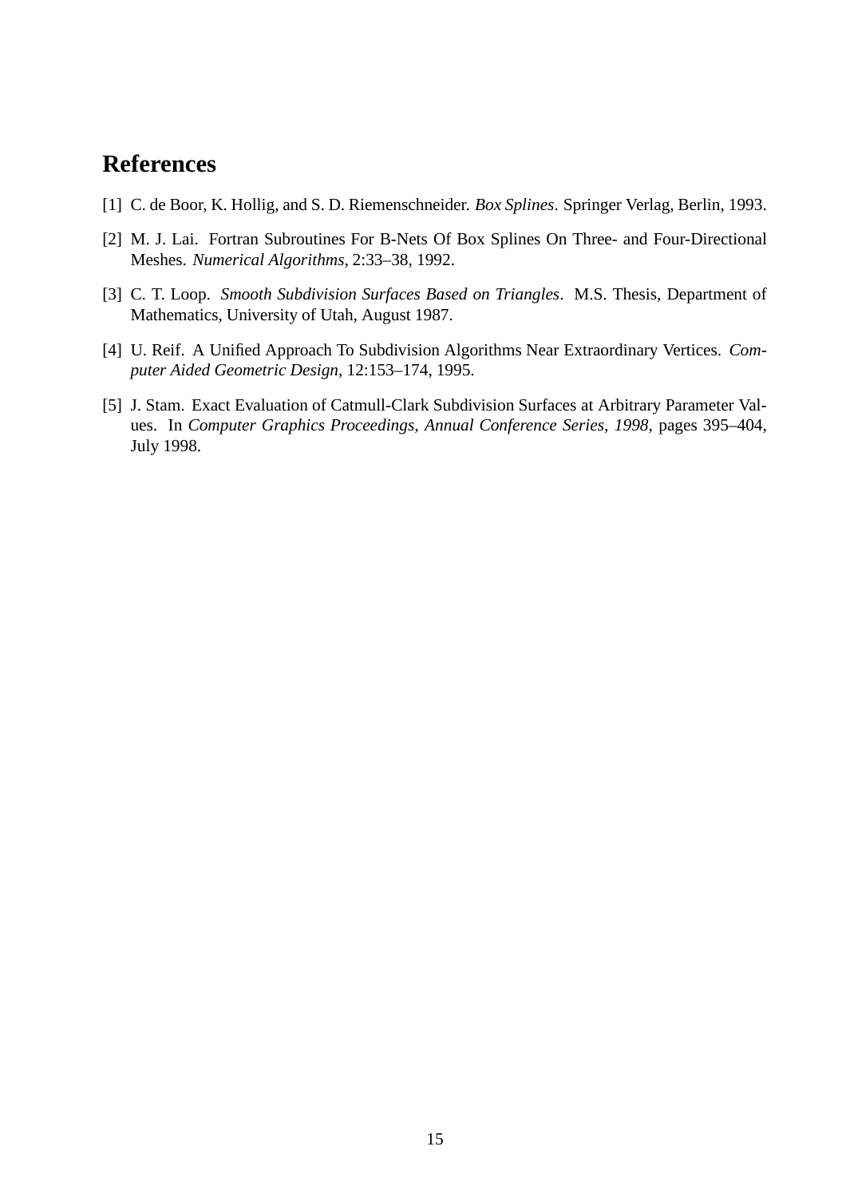## References

[1] C. de Boor, K. Hollig, and S. D. Riemenschneider. *Box Splines*. Springer Verlag, Berlin, 1993.

[2] M. J. Lai. Fortran Subroutines For B-Nets Of Box Splines On Three- and Four-Directional Meshes. *Numerical Algorithms*, 2:33–38, 1992.

[3] C. T. Loop. *Smooth Subdivision Surfaces Based on Triangles*. M.S. Thesis, Department of Mathematics, University of Utah, August 1987.

[4] U. Reif. A Unified Approach To Subdivision Algorithms Near Extraordinary Vertices. *Computer Aided Geometric Design*, 12:153–174, 1995.

[5] J. Stam. Exact Evaluation of Catmull-Clark Subdivision Surfaces at Arbitrary Parameter Values. In *Computer Graphics Proceedings, Annual Conference Series, 1998*, pages 395–404, July 1998.